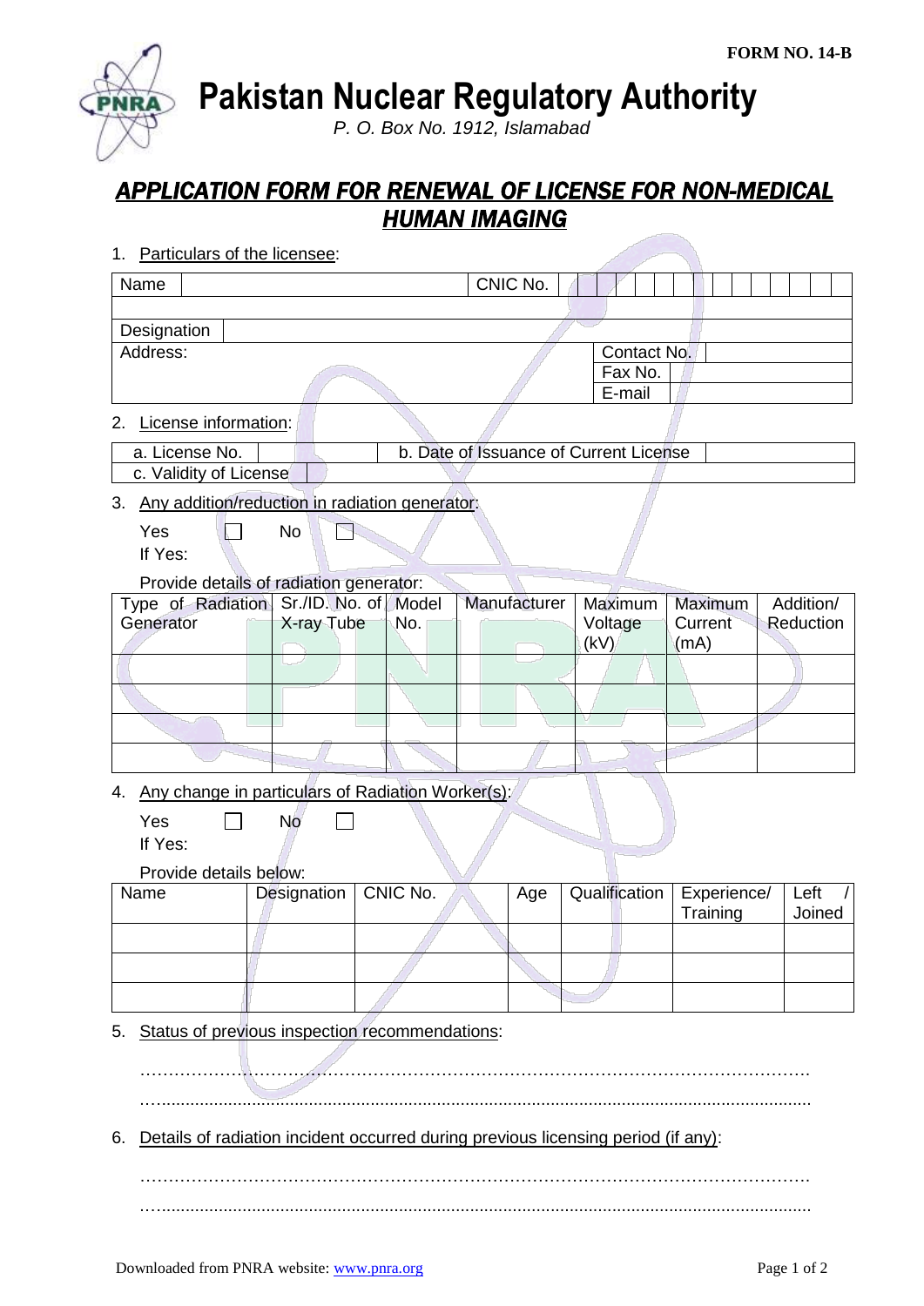FORM NO. 14-B

# Pakistan Nuclear Regulatory Authority

*P. O. Box No. 1912, Islamabad*

## *APPLICATION FORM FOR RENEWAL OF LICENSE FOR NON-MEDICAL HUMAN IMAGING*

1. Particulars of the licensee:

| Name | | CNIC No. | |
|---|---|---|---|
| | | | |
| Designation | | | |
| Address: | | Contact No. | |
| | | Fax No. | |
| | | E-mail | |

2. License information:

| a. License No. | | b. Date of Issuance of Current License | |
|---|---|---|---|
| c. Validity of License | | | |

3. Any addition/reduction in radiation generator:

   Yes ☐ No ☐

   If Yes:

   Provide details of radiation generator:

| Type of Radiation Generator | Sr./ID. No. of X-ray Tube | Model No. | Manufacturer | Maximum Voltage (kV) | Maximum Current (mA) | Addition/ Reduction |
|---|---|---|---|---|---|---|
| | | | | | | |
| | | | | | | |
| | | | | | | |
| | | | | | | |

4. Any change in particulars of Radiation Worker(s):

   Yes ☐ No ☐

   If Yes:

   Provide details below:

| Name | Designation | CNIC No. | Age | Qualification | Experience/ Training | Left / Joined |
|---|---|---|---|---|---|---|
| | | | | | | |
| | | | | | | |
| | | | | | | |

5. Status of previous inspection recommendations:

   ……………………………………………………………………………………………………

   ……………………………………………………………………………………………………

6. Details of radiation incident occurred during previous licensing period (if any):

   ……………………………………………………………………………………………………

   ……………………………………………………………………………………………………

Downloaded from PNRA website: www.pnra.org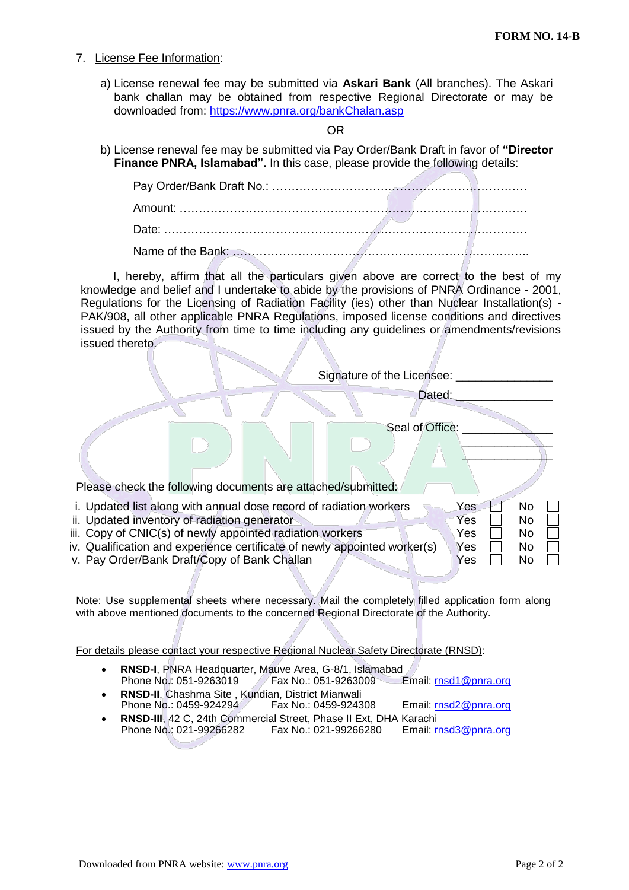**FORM NO. 14-B**

7. License Fee Information:

   a) License renewal fee may be submitted via **Askari Bank** (All branches). The Askari bank challan may be obtained from respective Regional Directorate or may be downloaded from: https://www.pnra.org/bankChalan.asp

   OR

   b) License renewal fee may be submitted via Pay Order/Bank Draft in favor of **"Director Finance PNRA, Islamabad".** In this case, please provide the following details:

      Pay Order/Bank Draft No.: …………………………………………………………

      Amount: ……………………………………………………………………………

      Date: ………………………………………………………………………………

      Name of the Bank: …………………………………………………………………..

I, hereby, affirm that all the particulars given above are correct to the best of my knowledge and belief and I undertake to abide by the provisions of PNRA Ordinance - 2001, Regulations for the Licensing of Radiation Facility (ies) other than Nuclear Installation(s) - PAK/908, all other applicable PNRA Regulations, imposed license conditions and directives issued by the Authority from time to time including any guidelines or amendments/revisions issued thereto.

Signature of the Licensee: _______________

Dated: _______________

Seal of Office: _______________

_______________

_______________

Please check the following documents are attached/submitted:

| | | |
|---|---|---|
| i. Updated list along with annual dose record of radiation workers | Yes ☐ | No ☐ |
| ii. Updated inventory of radiation generator | Yes ☐ | No ☐ |
| iii. Copy of CNIC(s) of newly appointed radiation workers | Yes ☐ | No ☐ |
| iv. Qualification and experience certificate of newly appointed worker(s) | Yes ☐ | No ☐ |
| v. Pay Order/Bank Draft/Copy of Bank Challan | Yes ☐ | No ☐ |

Note: Use supplemental sheets where necessary. Mail the completely filled application form along with above mentioned documents to the concerned Regional Directorate of the Authority.

For details please contact your respective Regional Nuclear Safety Directorate (RNSD):

- **RNSD-I**, PNRA Headquarter, Mauve Area, G-8/1, Islamabad
  Phone No.: 051-9263019 Fax No.: 051-9263009 Email: rnsd1@pnra.org
- **RNSD-II**, Chashma Site , Kundian, District Mianwali
  Phone No.: 0459-924294 Fax No.: 0459-924308 Email: rnsd2@pnra.org
- **RNSD-III**, 42 C, 24th Commercial Street, Phase II Ext, DHA Karachi
  Phone No.: 021-99266282 Fax No.: 021-99266280 Email: rnsd3@pnra.org

Downloaded from PNRA website: www.pnra.org